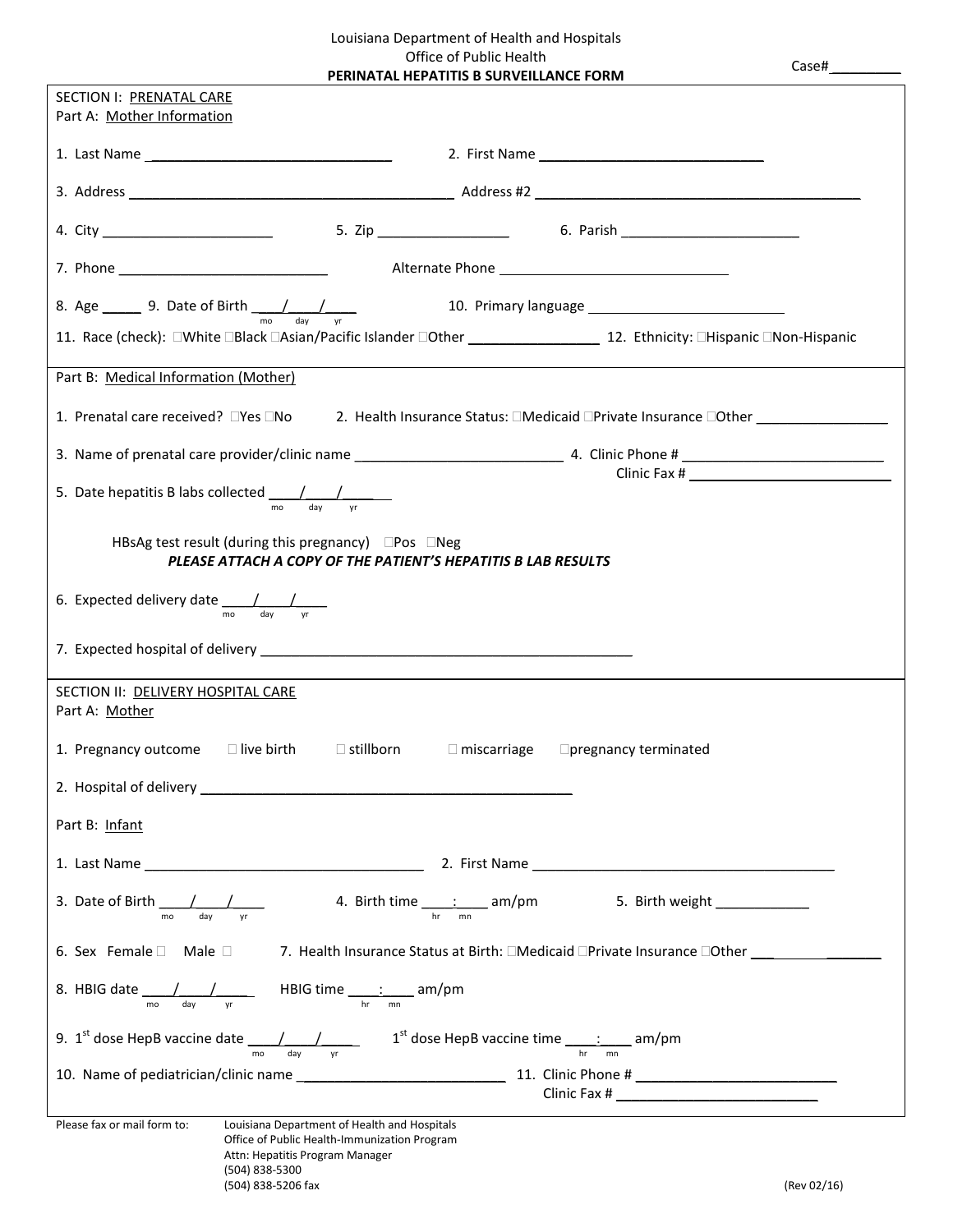Louisiana Department of Health and Hospitals
Office of Public Health
**PERINATAL HEPATITIS B SURVEILLANCE FORM**

Case# _________

## SECTION I: PRENATAL CARE

### Part A: Mother Information

1. Last Name ______________________________ 2. First Name ____________________________

3. Address ________________________________________ Address #2 ________________________________________

4. City ______________________ 5. Zip _________________ 6. Parish _______________________

7. Phone ___________________________ Alternate Phone ______________________________

8. Age _____ 9. Date of Birth ___/___/___ (mo day yr) 10. Primary language __________________________

11. Race (check): ☐White ☐Black ☐Asian/Pacific Islander ☐Other _________________ 12. Ethnicity: ☐Hispanic ☐Non-Hispanic

### Part B: Medical Information (Mother)

1. Prenatal care received? ☐Yes ☐No 2. Health Insurance Status: ☐Medicaid ☐Private Insurance ☐Other _________________

3. Name of prenatal care provider/clinic name ___________________________ 4. Clinic Phone # ___________________________
Clinic Fax # ___________________________

5. Date hepatitis B labs collected ____/____/____ (mo day yr)

HBsAg test result (during this pregnancy) ☐Pos ☐Neg

***PLEASE ATTACH A COPY OF THE PATIENT'S HEPATITIS B LAB RESULTS***

6. Expected delivery date ____/____/____ (mo day yr)

7. Expected hospital of delivery ________________________________________________

## SECTION II: DELIVERY HOSPITAL CARE

### Part A: Mother

1. Pregnancy outcome ☐ live birth ☐ stillborn ☐ miscarriage ☐pregnancy terminated

2. Hospital of delivery ________________________________________________

### Part B: Infant

1. Last Name ____________________________________ 2. First Name ________________________________________

3. Date of Birth ____/____/____ (mo day yr) 4. Birth time ____:____ am/pm (hr mn) 5. Birth weight ____________

6. Sex Female ☐ Male ☐ 7. Health Insurance Status at Birth: ☐Medicaid ☐Private Insurance ☐Other _______________

8. HBIG date ____/____/____ (mo day yr) HBIG time ____:____ am/pm (hr mn)

9. 1st dose HepB vaccine date ____/____/____ (mo day yr) 1st dose HepB vaccine time ____:____ am/pm (hr mn)

10. Name of pediatrician/clinic name ___________________________ 11. Clinic Phone # ___________________________
Clinic Fax # ___________________________

Please fax or mail form to:
Louisiana Department of Health and Hospitals
Office of Public Health-Immunization Program
Attn: Hepatitis Program Manager
(504) 838-5300
(504) 838-5206 fax

(Rev 02/16)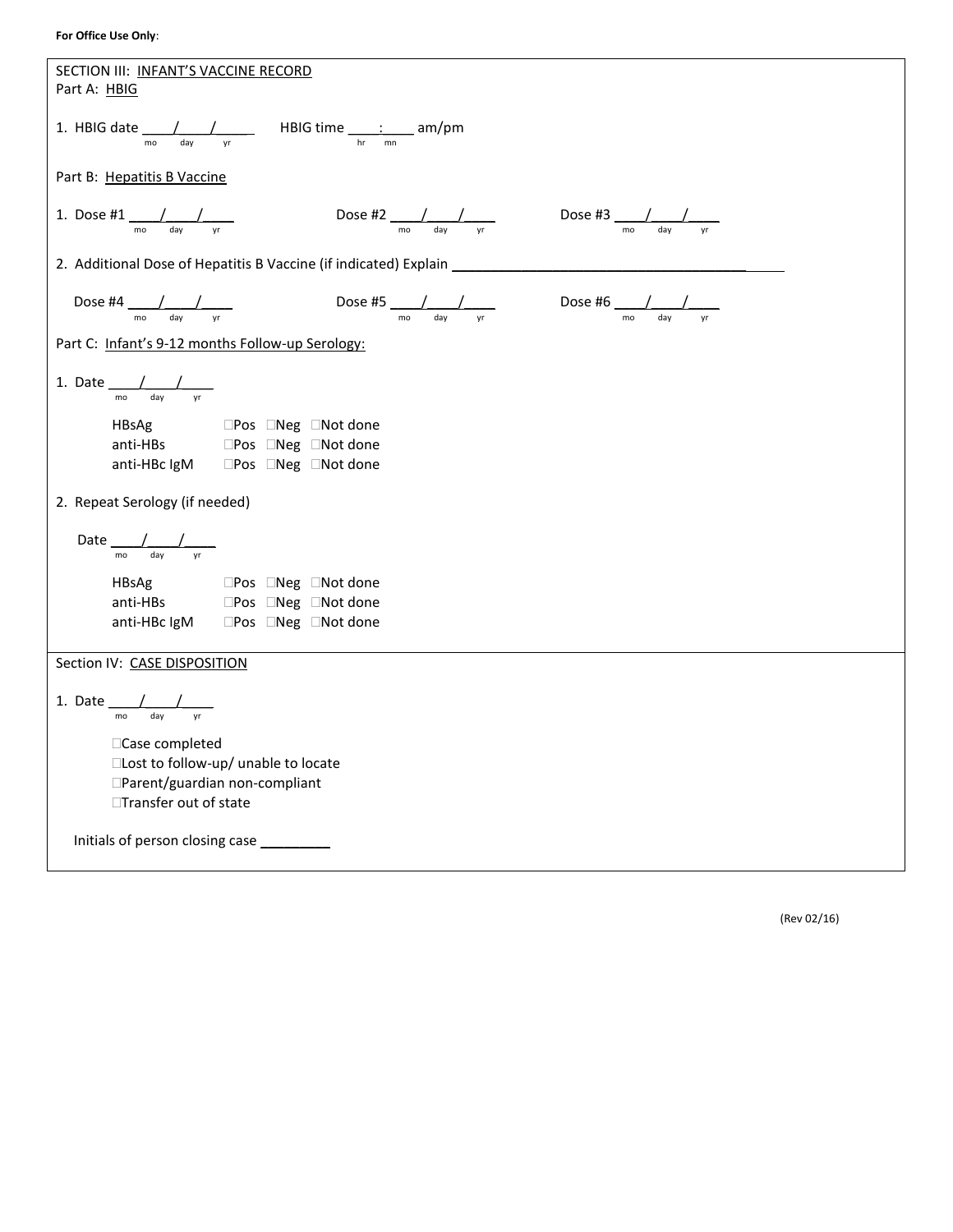**For Office Use Only**:

SECTION III: INFANT'S VACCINE RECORD

Part A: HBIG

1. HBIG date ____/____/_____ (mo day yr)     HBIG time ____:____ am/pm (hr mn)

Part B: Hepatitis B Vaccine

1. Dose #1 ____/____/____ (mo day yr)     Dose #2 ____/____/____ (mo day yr)     Dose #3 ____/____/____ (mo day yr)

2. Additional Dose of Hepatitis B Vaccine (if indicated) Explain ______________________________________________

   Dose #4 ____/____/____ (mo day yr)     Dose #5 ____/____/____ (mo day yr)     Dose #6 ____/____/____ (mo day yr)

Part C: Infant's 9-12 months Follow-up Serology:

1. Date ____/____/____ (mo day yr)

   HBsAg ☐Pos ☐Neg ☐Not done
   anti-HBs ☐Pos ☐Neg ☐Not done
   anti-HBc IgM ☐Pos ☐Neg ☐Not done

2. Repeat Serology (if needed)

   Date ____/____/____ (mo day yr)

   HBsAg ☐Pos ☐Neg ☐Not done
   anti-HBs ☐Pos ☐Neg ☐Not done
   anti-HBc IgM ☐Pos ☐Neg ☐Not done

Section IV: CASE DISPOSITION

1. Date ____/____/____ (mo day yr)

   ☐Case completed
   ☐Lost to follow-up/ unable to locate
   ☐Parent/guardian non-compliant
   ☐Transfer out of state

   Initials of person closing case _________

(Rev 02/16)